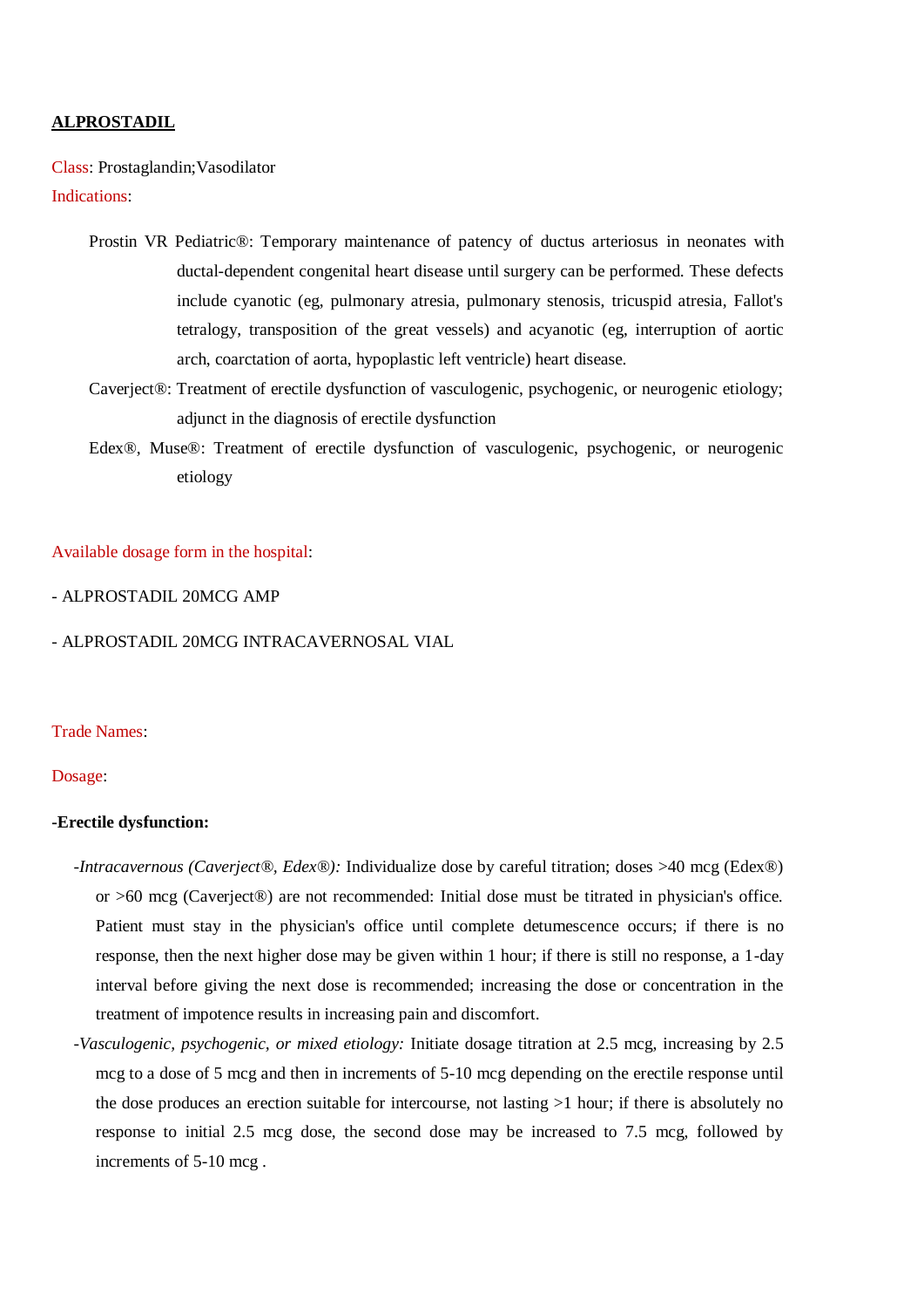# ALPROSTADIL

Class: Prostaglandin;Vasodilator

Indications:

- Prostin VR Pediatric®: Temporary maintenance of patency of ductus arteriosus in neonates with ductal-dependent congenital heart disease until surgery can be performed. These defects include cyanotic (eg, pulmonary atresia, pulmonary stenosis, tricuspid atresia, Fallot's tetralogy, transposition of the great vessels) and acyanotic (eg, interruption of aortic arch, coarctation of aorta, hypoplastic left ventricle) heart disease.
- Caverject®: Treatment of erectile dysfunction of vasculogenic, psychogenic, or neurogenic etiology; adjunct in the diagnosis of erectile dysfunction
- Edex®, Muse®: Treatment of erectile dysfunction of vasculogenic, psychogenic, or neurogenic etiology

Available dosage form in the hospital:

- ALPROSTADIL 20MCG AMP
- ALPROSTADIL 20MCG INTRACAVERNOSAL VIAL

Trade Names:

Dosage:

**-Erectile dysfunction:**

-*Intracavernous (Caverject®, Edex®):* Individualize dose by careful titration; doses >40 mcg (Edex®) or >60 mcg (Caverject®) are not recommended: Initial dose must be titrated in physician's office. Patient must stay in the physician's office until complete detumescence occurs; if there is no response, then the next higher dose may be given within 1 hour; if there is still no response, a 1-day interval before giving the next dose is recommended; increasing the dose or concentration in the treatment of impotence results in increasing pain and discomfort.

-*Vasculogenic, psychogenic, or mixed etiology:* Initiate dosage titration at 2.5 mcg, increasing by 2.5 mcg to a dose of 5 mcg and then in increments of 5-10 mcg depending on the erectile response until the dose produces an erection suitable for intercourse, not lasting >1 hour; if there is absolutely no response to initial 2.5 mcg dose, the second dose may be increased to 7.5 mcg, followed by increments of 5-10 mcg .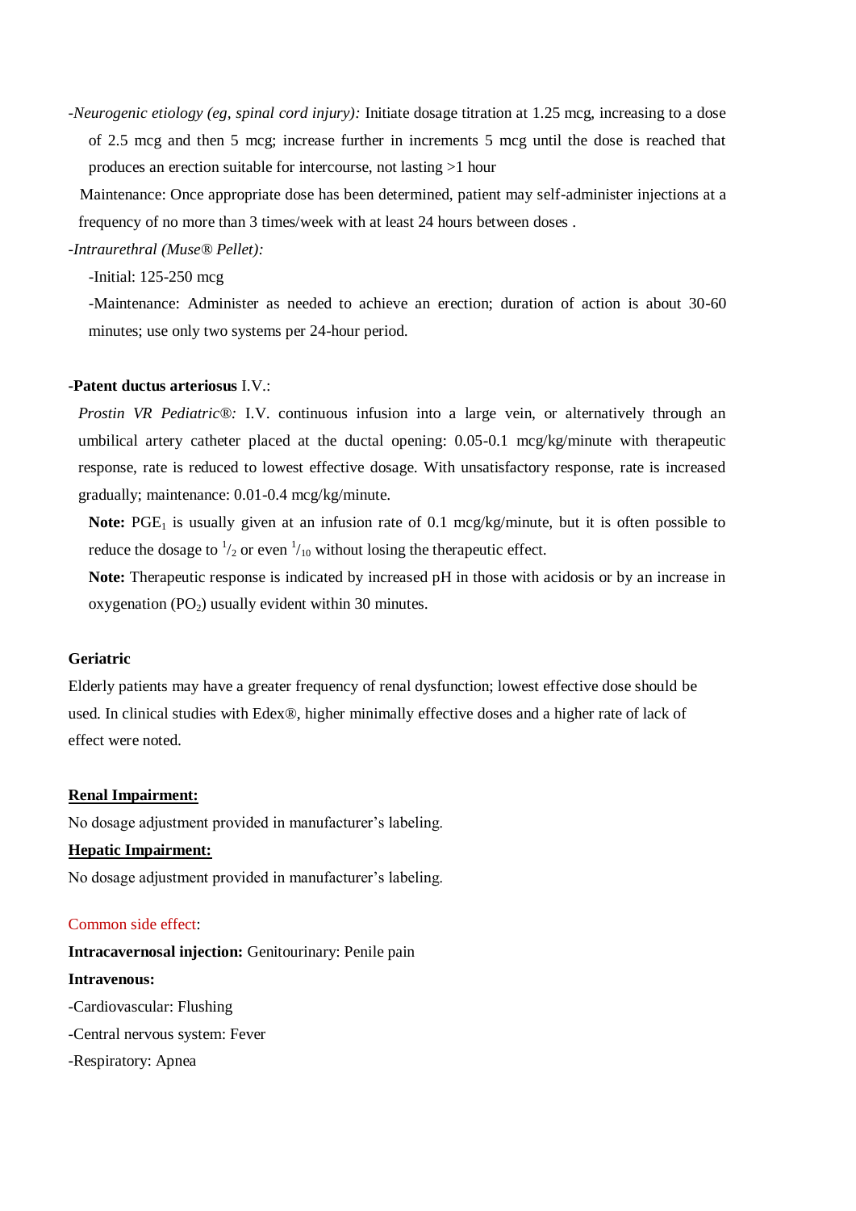-*Neurogenic etiology (eg, spinal cord injury):* Initiate dosage titration at 1.25 mcg, increasing to a dose of 2.5 mcg and then 5 mcg; increase further in increments 5 mcg until the dose is reached that produces an erection suitable for intercourse, not lasting >1 hour

Maintenance: Once appropriate dose has been determined, patient may self-administer injections at a frequency of no more than 3 times/week with at least 24 hours between doses .

-*Intraurethral (Muse® Pellet):*

-Initial: 125-250 mcg

-Maintenance: Administer as needed to achieve an erection; duration of action is about 30-60 minutes; use only two systems per 24-hour period.

**-Patent ductus arteriosus** I.V.:

*Prostin VR Pediatric®:* I.V. continuous infusion into a large vein, or alternatively through an umbilical artery catheter placed at the ductal opening: 0.05-0.1 mcg/kg/minute with therapeutic response, rate is reduced to lowest effective dosage. With unsatisfactory response, rate is increased gradually; maintenance: 0.01-0.4 mcg/kg/minute.

**Note:** $PGE_1$ is usually given at an infusion rate of 0.1 mcg/kg/minute, but it is often possible to reduce the dosage to $^1/_2$ or even $^1/_{10}$ without losing the therapeutic effect.

**Note:** Therapeutic response is indicated by increased pH in those with acidosis or by an increase in oxygenation ($PO_2$) usually evident within 30 minutes.

**Geriatric**

Elderly patients may have a greater frequency of renal dysfunction; lowest effective dose should be used. In clinical studies with Edex®, higher minimally effective doses and a higher rate of lack of effect were noted.

**Renal Impairment:**

No dosage adjustment provided in manufacturer's labeling.

**Hepatic Impairment:**

No dosage adjustment provided in manufacturer's labeling.

Common side effect:

**Intracavernosal injection:** Genitourinary: Penile pain

**Intravenous:**

-Cardiovascular: Flushing

-Central nervous system: Fever

-Respiratory: Apnea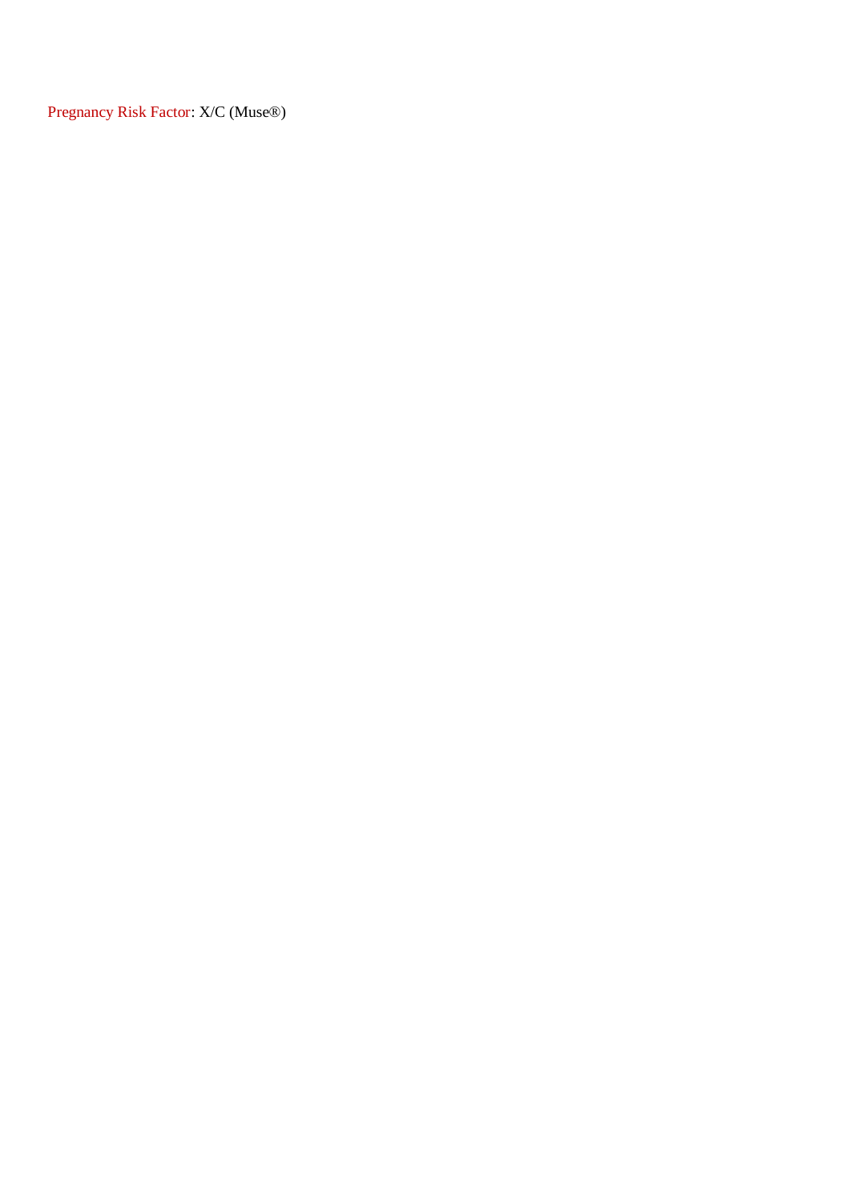Pregnancy Risk Factor: X/C (Muse®)